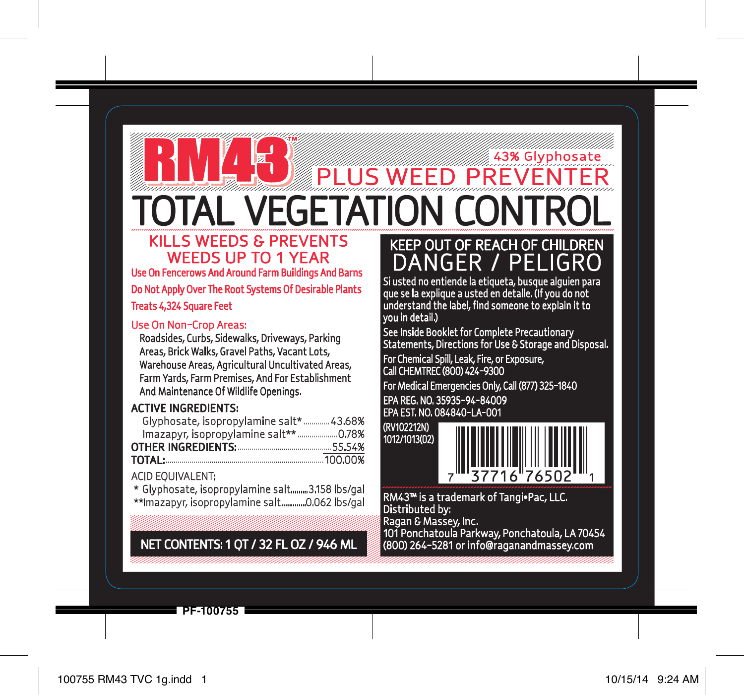# RM43™

43% Glyphosate

## PLUS WEED PREVENTER

# TOTAL VEGETATION CONTROL

## KILLS WEEDS & PREVENTS WEEDS UP TO 1 YEAR

Use On Fencerows And Around Farm Buildings And Barns

Do Not Apply Over The Root Systems Of Desirable Plants

Treats 4,324 Square Feet

Use On Non-Crop Areas:

Roadsides, Curbs, Sidewalks, Driveways, Parking Areas, Brick Walks, Gravel Paths, Vacant Lots, Warehouse Areas, Agricultural Uncultivated Areas, Farm Yards, Farm Premises, And For Establishment And Maintenance Of Wildlife Openings.

**ACTIVE INGREDIENTS:**

| | |
|---|---|
| Glyphosate, isopropylamine salt* | 43.68% |
| Imazapyr, isopropylamine salt** | 0.78% |
| **OTHER INGREDIENTS:** | 55.54% |
| **TOTAL:** | 100.00% |

ACID EQUIVALENT:

* Glyphosate, isopropylamine salt.........3.158 lbs/gal

**Imazapyr, isopropylamine salt.............0.062 lbs/gal

**NET CONTENTS: 1 QT / 32 FL OZ / 946 ML**

## KEEP OUT OF REACH OF CHILDREN

## DANGER / PELIGRO

Si usted no entiende la etiqueta, busque alguien para que se la explique a usted en detalle. (If you do not understand the label, find someone to explain it to you in detail.)

See Inside Booklet for Complete Precautionary Statements, Directions for Use & Storage and Disposal.

For Chemical Spill, Leak, Fire, or Exposure, Call CHEMTREC (800) 424-9300

For Medical Emergencies Only, Call (877) 325-1840

EPA REG. NO. 35935-94-84009
EPA EST. NO. 084840-LA-001

(RV102212N)
1012/1013(02)

7 37716 76502 1

RM43™ is a trademark of Tangi•Pac, LLC.
Distributed by:
Ragan & Massey, Inc.
101 Ponchatoula Parkway, Ponchatoula, LA 70454
(800) 264-5281 or info@raganandmassey.com

PF-100755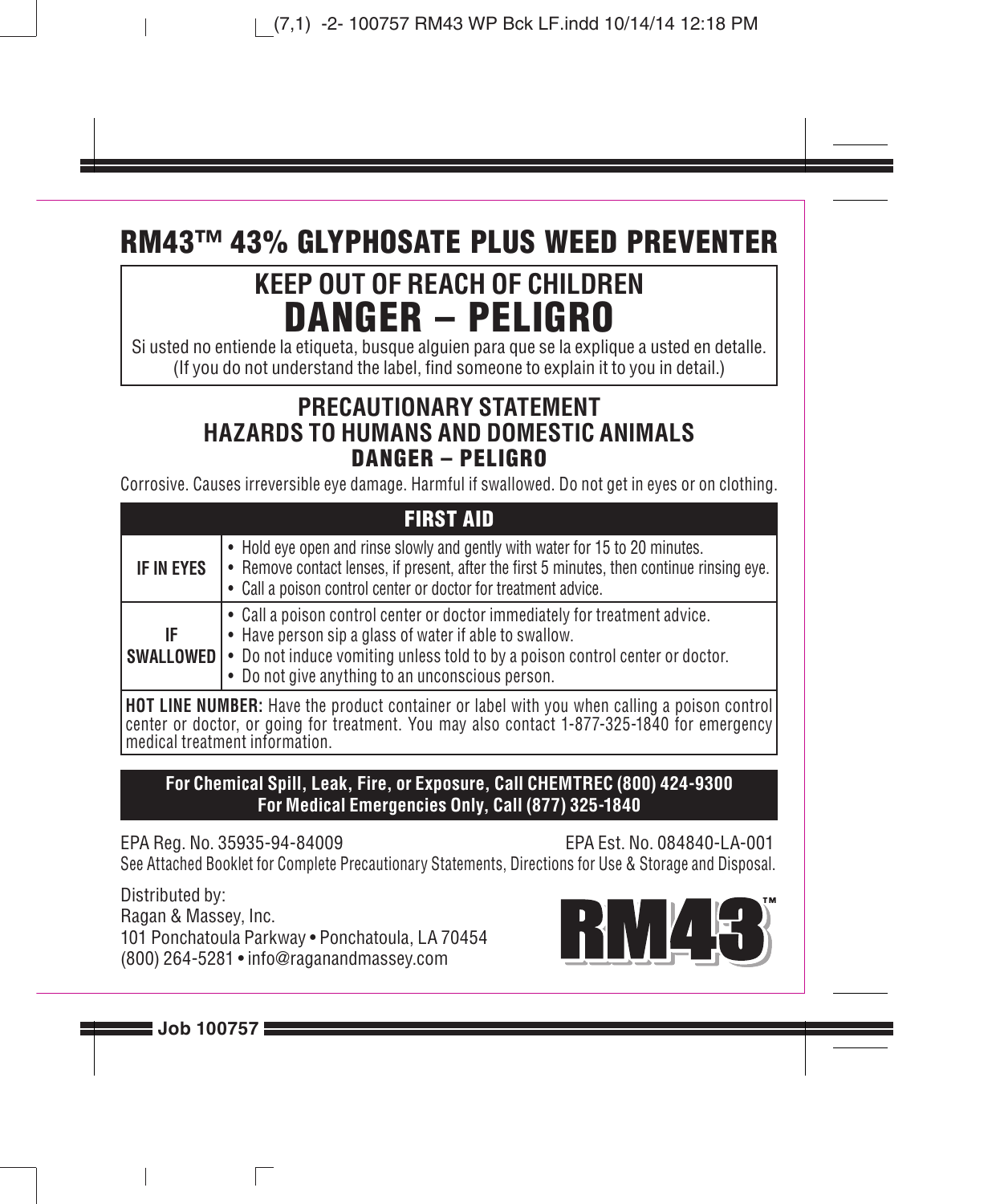# RM43™ 43% GLYPHOSATE PLUS WEED PREVENTER

## KEEP OUT OF REACH OF CHILDREN
## DANGER – PELIGRO

Si usted no entiende la etiqueta, busque alguien para que se la explique a usted en detalle.
(If you do not understand the label, find someone to explain it to you in detail.)

## PRECAUTIONARY STATEMENT
## HAZARDS TO HUMANS AND DOMESTIC ANIMALS
### DANGER – PELIGRO

Corrosive. Causes irreversible eye damage. Harmful if swallowed. Do not get in eyes or on clothing.

| FIRST AID | |
|---|---|
| **IF IN EYES** | • Hold eye open and rinse slowly and gently with water for 15 to 20 minutes.<br>• Remove contact lenses, if present, after the first 5 minutes, then continue rinsing eye.<br>• Call a poison control center or doctor for treatment advice. |
| **IF SWALLOWED** | • Call a poison control center or doctor immediately for treatment advice.<br>• Have person sip a glass of water if able to swallow.<br>• Do not induce vomiting unless told to by a poison control center or doctor.<br>• Do not give anything to an unconscious person. |
| **HOT LINE NUMBER:** Have the product container or label with you when calling a poison control center or doctor, or going for treatment. You may also contact 1-877-325-1840 for emergency medical treatment information. | |

**For Chemical Spill, Leak, Fire, or Exposure, Call CHEMTREC (800) 424-9300**
**For Medical Emergencies Only, Call (877) 325-1840**

EPA Reg. No. 35935-94-84009 EPA Est. No. 084840-LA-001

See Attached Booklet for Complete Precautionary Statements, Directions for Use & Storage and Disposal.

Distributed by:
Ragan & Massey, Inc.
101 Ponchatoula Parkway • Ponchatoula, LA 70454
(800) 264-5281 • info@raganandmassey.com

RM43™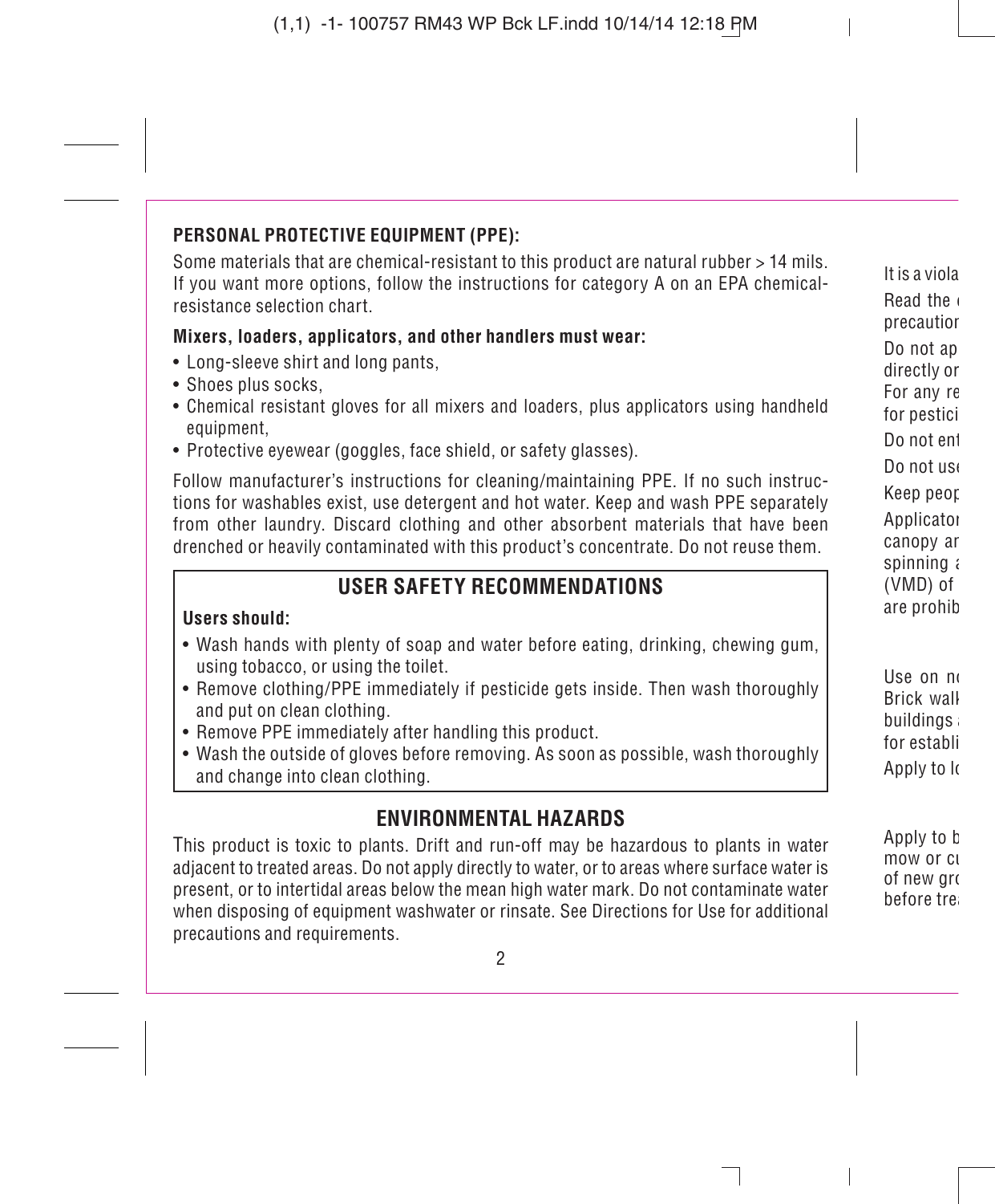## PERSONAL PROTECTIVE EQUIPMENT (PPE):

Some materials that are chemical-resistant to this product are natural rubber > 14 mils. If you want more options, follow the instructions for category A on an EPA chemical-resistance selection chart.

**Mixers, loaders, applicators, and other handlers must wear:**

- Long-sleeve shirt and long pants,
- Shoes plus socks,
- Chemical resistant gloves for all mixers and loaders, plus applicators using handheld equipment,
- Protective eyewear (goggles, face shield, or safety glasses).

Follow manufacturer's instructions for cleaning/maintaining PPE. If no such instructions for washables exist, use detergent and hot water. Keep and wash PPE separately from other laundry. Discard clothing and other absorbent materials that have been drenched or heavily contaminated with this product's concentrate. Do not reuse them.

## USER SAFETY RECOMMENDATIONS

**Users should:**

- Wash hands with plenty of soap and water before eating, drinking, chewing gum, using tobacco, or using the toilet.
- Remove clothing/PPE immediately if pesticide gets inside. Then wash thoroughly and put on clean clothing.
- Remove PPE immediately after handling this product.
- Wash the outside of gloves before removing. As soon as possible, wash thoroughly and change into clean clothing.

## ENVIRONMENTAL HAZARDS

This product is toxic to plants. Drift and run-off may be hazardous to plants in water adjacent to treated areas. Do not apply directly to water, or to areas where surface water is present, or to intertidal areas below the mean high water mark. Do not contaminate water when disposing of equipment washwater or rinsate. See Directions for Use for additional precautions and requirements.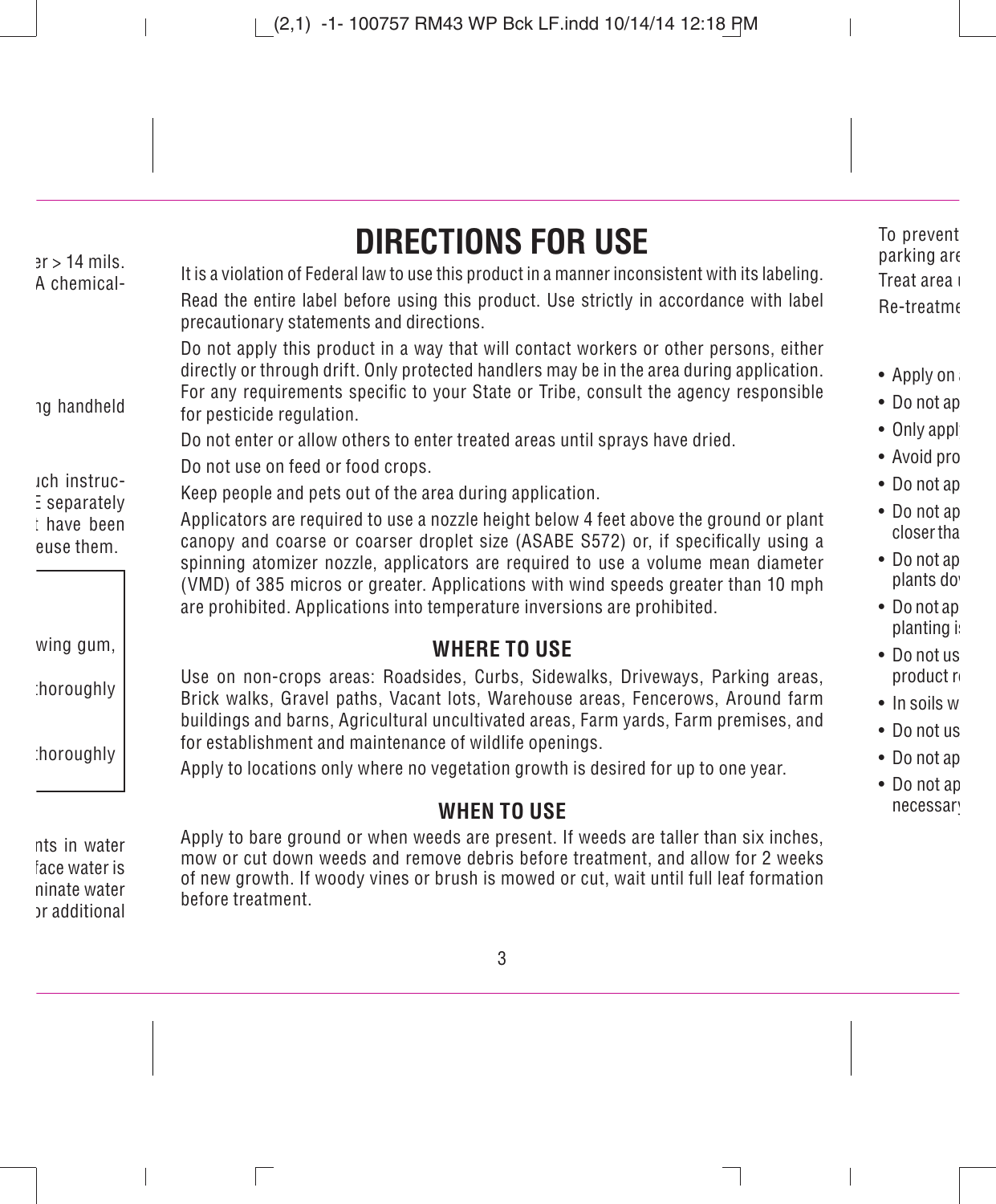# DIRECTIONS FOR USE

It is a violation of Federal law to use this product in a manner inconsistent with its labeling.

Read the entire label before using this product. Use strictly in accordance with label precautionary statements and directions.

Do not apply this product in a way that will contact workers or other persons, either directly or through drift. Only protected handlers may be in the area during application. For any requirements specific to your State or Tribe, consult the agency responsible for pesticide regulation.

Do not enter or allow others to enter treated areas until sprays have dried.

Do not use on feed or food crops.

Keep people and pets out of the area during application.

Applicators are required to use a nozzle height below 4 feet above the ground or plant canopy and coarse or coarser droplet size (ASABE S572) or, if specifically using a spinning atomizer nozzle, applicators are required to use a volume mean diameter (VMD) of 385 micros or greater. Applications with wind speeds greater than 10 mph are prohibited. Applications into temperature inversions are prohibited.

## WHERE TO USE

Use on non-crops areas: Roadsides, Curbs, Sidewalks, Driveways, Parking areas, Brick walks, Gravel paths, Vacant lots, Warehouse areas, Fencerows, Around farm buildings and barns, Agricultural uncultivated areas, Farm yards, Farm premises, and for establishment and maintenance of wildlife openings.

Apply to locations only where no vegetation growth is desired for up to one year.

## WHEN TO USE

Apply to bare ground or when weeds are present. If weeds are taller than six inches, mow or cut down weeds and remove debris before treatment, and allow for 2 weeks of new growth. If woody vines or brush is mowed or cut, wait until full leaf formation before treatment.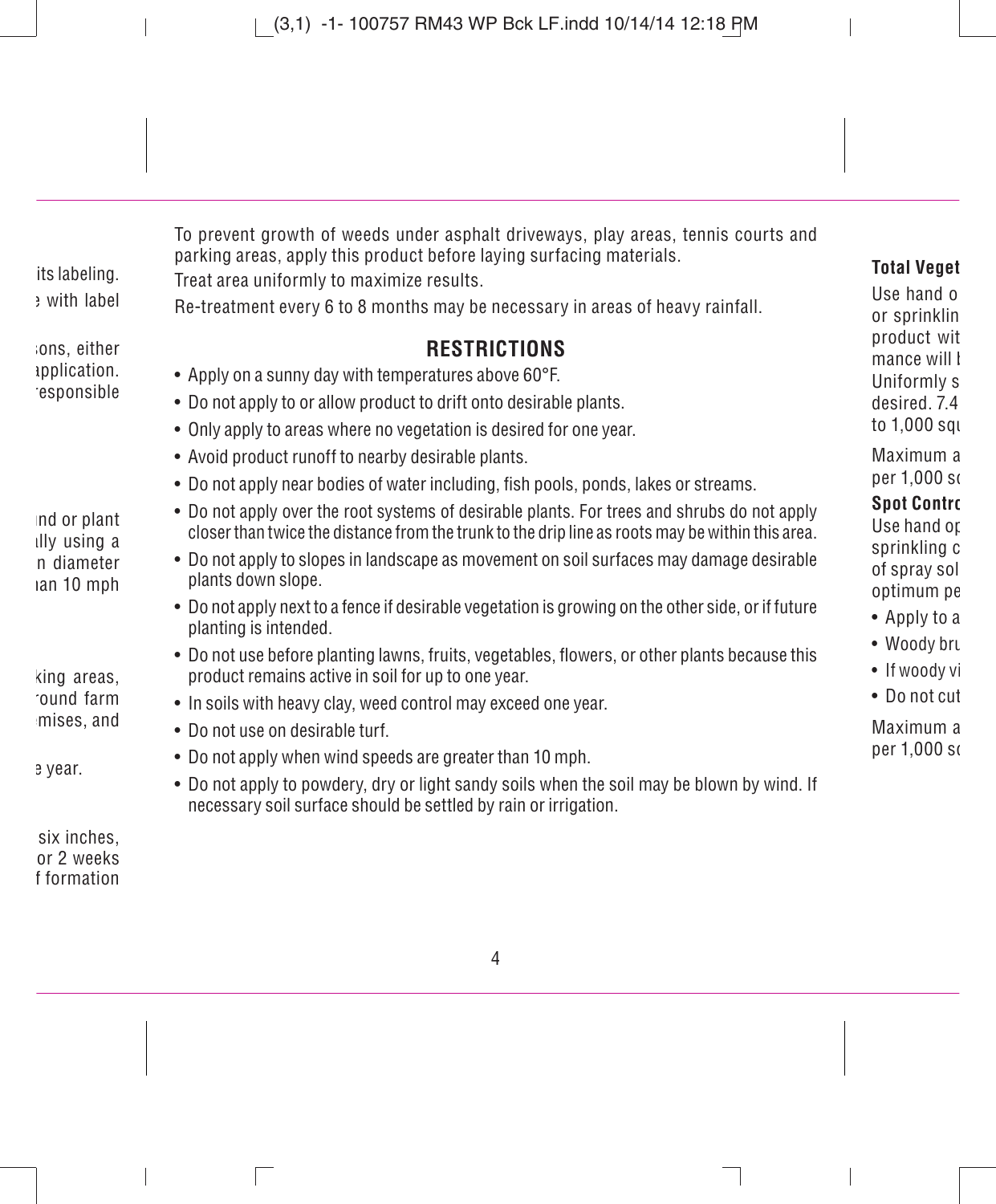To prevent growth of weeds under asphalt driveways, play areas, tennis courts and parking areas, apply this product before laying surfacing materials.

Treat area uniformly to maximize results.

Re-treatment every 6 to 8 months may be necessary in areas of heavy rainfall.

## RESTRICTIONS

- Apply on a sunny day with temperatures above 60°F.
- Do not apply to or allow product to drift onto desirable plants.
- Only apply to areas where no vegetation is desired for one year.
- Avoid product runoff to nearby desirable plants.
- Do not apply near bodies of water including, fish pools, ponds, lakes or streams.
- Do not apply over the root systems of desirable plants. For trees and shrubs do not apply closer than twice the distance from the trunk to the drip line as roots may be within this area.
- Do not apply to slopes in landscape as movement on soil surfaces may damage desirable plants down slope.
- Do not apply next to a fence if desirable vegetation is growing on the other side, or if future planting is intended.
- Do not use before planting lawns, fruits, vegetables, flowers, or other plants because this product remains active in soil for up to one year.
- In soils with heavy clay, weed control may exceed one year.
- Do not use on desirable turf.
- Do not apply when wind speeds are greater than 10 mph.
- Do not apply to powdery, dry or light sandy soils when the soil may be blown by wind. If necessary soil surface should be settled by rain or irrigation.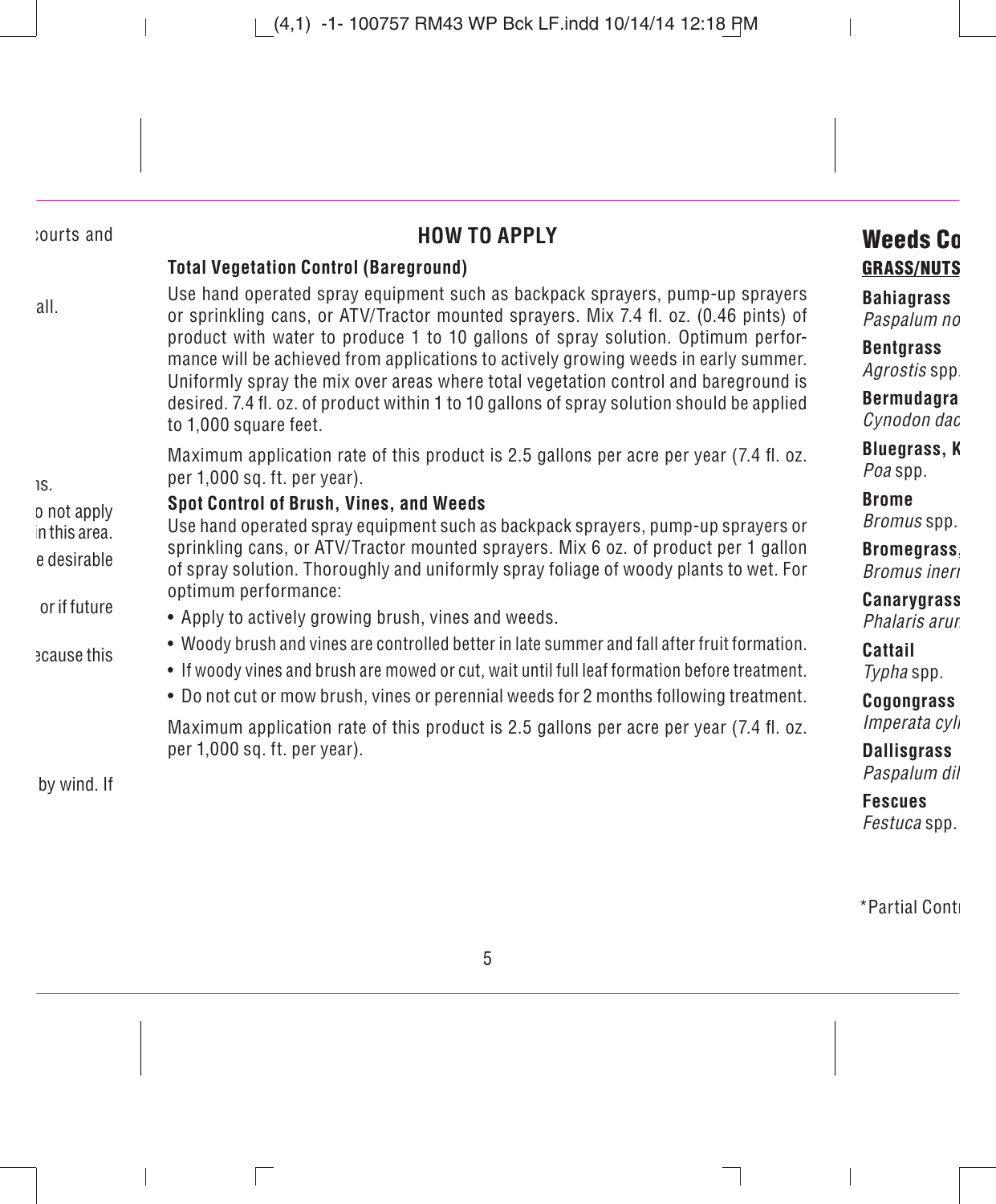## HOW TO APPLY

### Total Vegetation Control (Bareground)

Use hand operated spray equipment such as backpack sprayers, pump-up sprayers or sprinkling cans, or ATV/Tractor mounted sprayers. Mix 7.4 fl. oz. (0.46 pints) of product with water to produce 1 to 10 gallons of spray solution. Optimum performance will be achieved from applications to actively growing weeds in early summer. Uniformly spray the mix over areas where total vegetation control and bareground is desired. 7.4 fl. oz. of product within 1 to 10 gallons of spray solution should be applied to 1,000 square feet.

Maximum application rate of this product is 2.5 gallons per acre per year (7.4 fl. oz. per 1,000 sq. ft. per year).

### Spot Control of Brush, Vines, and Weeds

Use hand operated spray equipment such as backpack sprayers, pump-up sprayers or sprinkling cans, or ATV/Tractor mounted sprayers. Mix 6 oz. of product per 1 gallon of spray solution. Thoroughly and uniformly spray foliage of woody plants to wet. For optimum performance:

- Apply to actively growing brush, vines and weeds.
- Woody brush and vines are controlled better in late summer and fall after fruit formation.
- If woody vines and brush are mowed or cut, wait until full leaf formation before treatment.
- Do not cut or mow brush, vines or perennial weeds for 2 months following treatment.

Maximum application rate of this product is 2.5 gallons per acre per year (7.4 fl. oz. per 1,000 sq. ft. per year).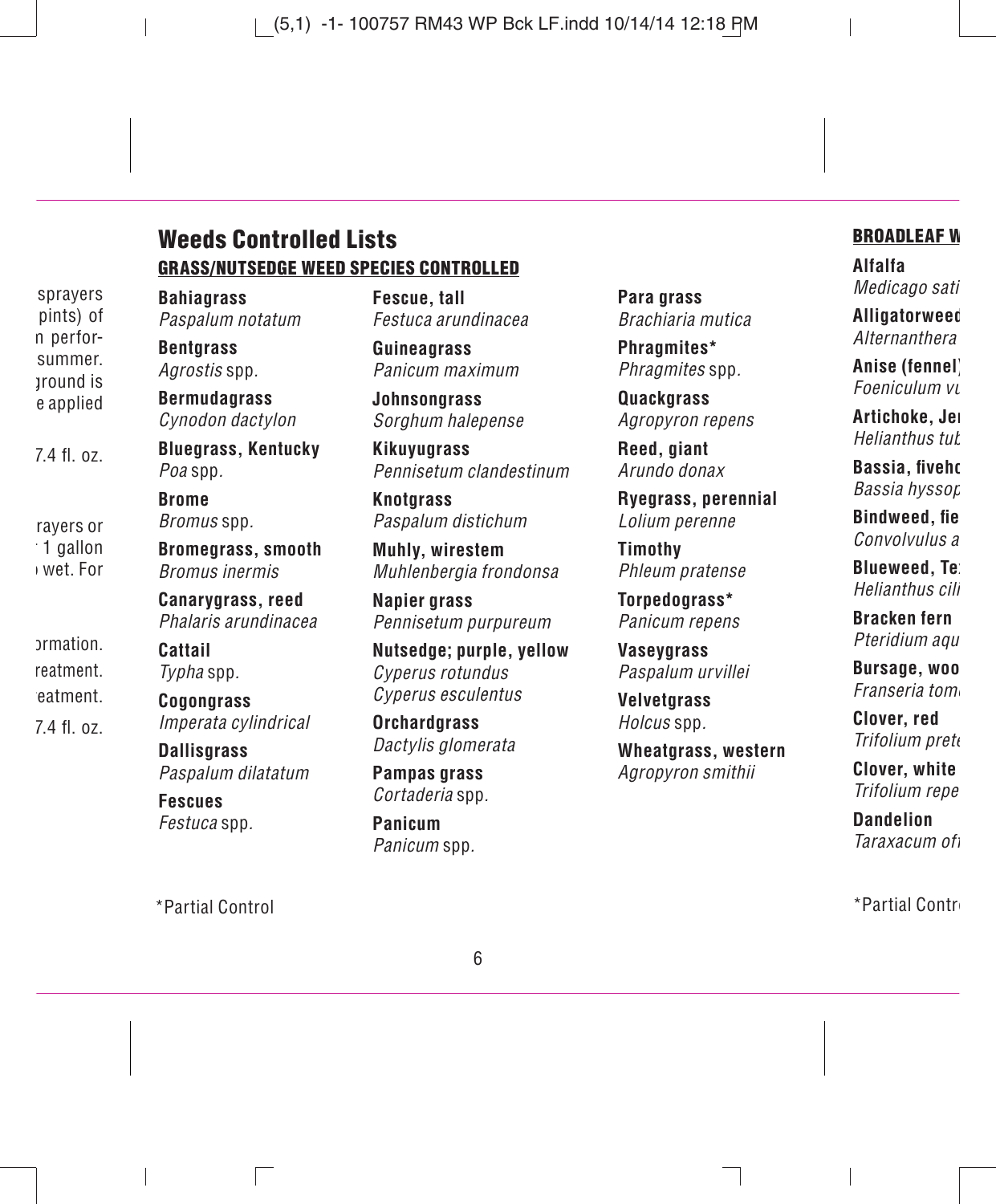## Weeds Controlled Lists

### GRASS/NUTSEDGE WEED SPECIES CONTROLLED

**Bahiagrass**
*Paspalum notatum*

**Bentgrass**
*Agrostis* spp.

**Bermudagrass**
*Cynodon dactylon*

**Bluegrass, Kentucky**
*Poa* spp.

**Brome**
*Bromus* spp.

**Bromegrass, smooth**
*Bromus inermis*

**Canarygrass, reed**
*Phalaris arundinacea*

**Cattail**
*Typha* spp.

**Cogongrass**
*Imperata cylindrical*

**Dallisgrass**
*Paspalum dilatatum*

**Fescues**
*Festuca* spp.

**Fescue, tall**
*Festuca arundinacea*

**Guineagrass**
*Panicum maximum*

**Johnsongrass**
*Sorghum halepense*

**Kikuyugrass**
*Pennisetum clandestinum*

**Knotgrass**
*Paspalum distichum*

**Muhly, wirestem**
*Muhlenbergia frondonsa*

**Napier grass**
*Pennisetum purpureum*

**Nutsedge; purple, yellow**
*Cyperus rotundus*
*Cyperus esculentus*

**Orchardgrass**
*Dactylis glomerata*

**Pampas grass**
*Cortaderia* spp.

**Panicum**
*Panicum* spp.

**Para grass**
*Brachiaria mutica*

**Phragmites***
*Phragmites* spp.

**Quackgrass**
*Agropyron repens*

**Reed, giant**
*Arundo donax*

**Ryegrass, perennial**
*Lolium perenne*

**Timothy**
*Phleum pratense*

**Torpedograss***
*Panicum repens*

**Vaseygrass**
*Paspalum urvillei*

**Velvetgrass**
*Holcus* spp.

**Wheatgrass, western**
*Agropyron smithii*

*Partial Control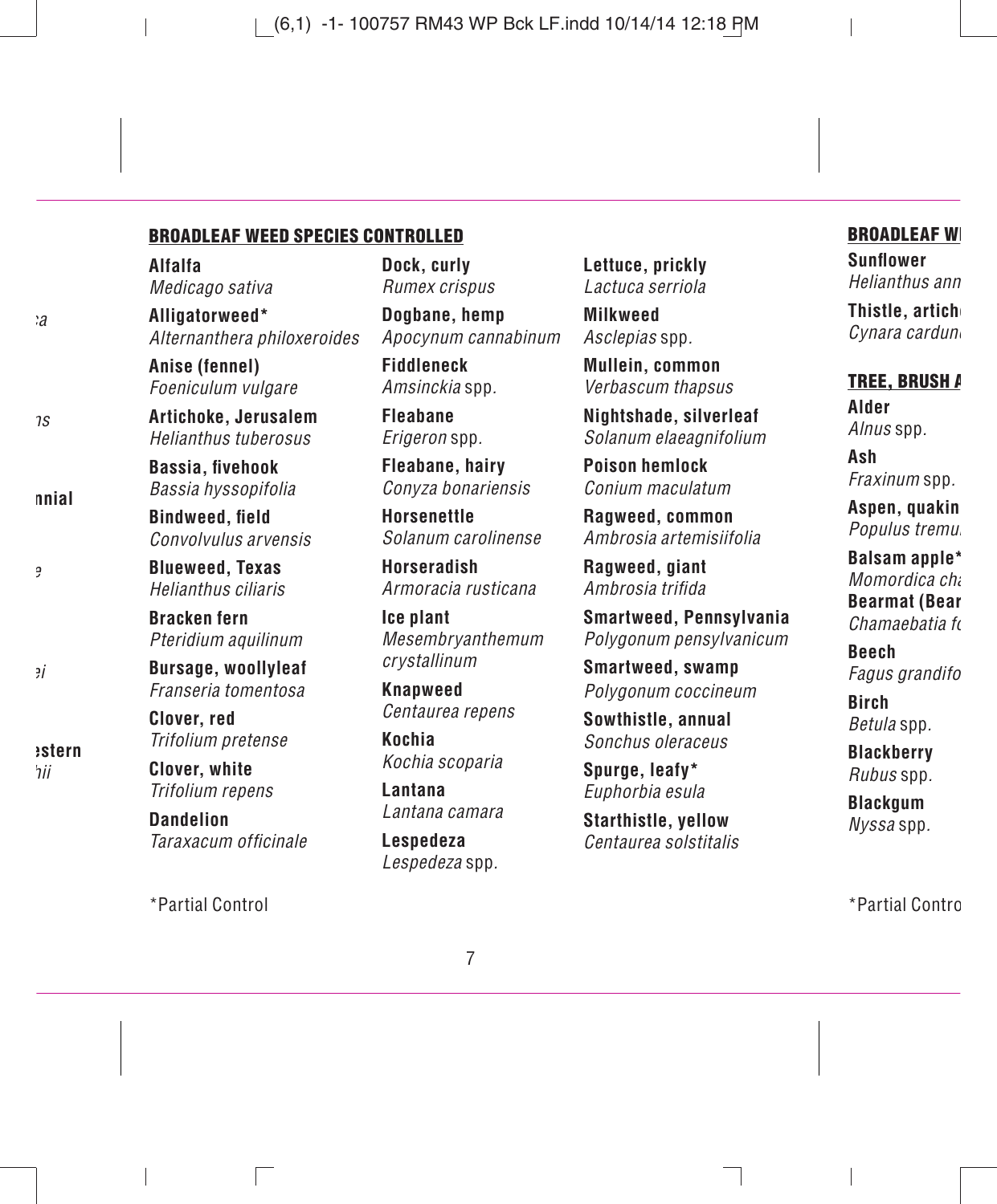## BROADLEAF WEED SPECIES CONTROLLED

**Alfalfa**
*Medicago sativa*

**Alligatorweed***
*Alternanthera philoxeroides*

**Anise (fennel)**
*Foeniculum vulgare*

**Artichoke, Jerusalem**
*Helianthus tuberosus*

**Bassia, fivehook**
*Bassia hyssopifolia*

**Bindweed, field**
*Convolvulus arvensis*

**Blueweed, Texas**
*Helianthus ciliaris*

**Bracken fern**
*Pteridium aquilinum*

**Bursage, woollyleaf**
*Franseria tomentosa*

**Clover, red**
*Trifolium pretense*

**Clover, white**
*Trifolium repens*

**Dandelion**
*Taraxacum officinale*

**Dock, curly**
*Rumex crispus*

**Dogbane, hemp**
*Apocynum cannabinum*

**Fiddleneck**
*Amsinckia* spp.

**Fleabane**
*Erigeron* spp.

**Fleabane, hairy**
*Conyza bonariensis*

**Horsenettle**
*Solanum carolinense*

**Horseradish**
*Armoracia rusticana*

**Ice plant**
*Mesembryanthemum crystallinum*

**Knapweed**
*Centaurea repens*

**Kochia**
*Kochia scoparia*

**Lantana**
*Lantana camara*

**Lespedeza**
*Lespedeza* spp.

**Lettuce, prickly**
*Lactuca serriola*

**Milkweed**
*Asclepias* spp.

**Mullein, common**
*Verbascum thapsus*

**Nightshade, silverleaf**
*Solanum elaeagnifolium*

**Poison hemlock**
*Conium maculatum*

**Ragweed, common**
*Ambrosia artemisiifolia*

**Ragweed, giant**
*Ambrosia trifida*

**Smartweed, Pennsylvania**
*Polygonum pensylvanicum*

**Smartweed, swamp**
*Polygonum coccineum*

**Sowthistle, annual**
*Sonchus oleraceus*

**Spurge, leafy***
*Euphorbia esula*

**Starthistle, yellow**
*Centaurea solstitalis*

*Partial Control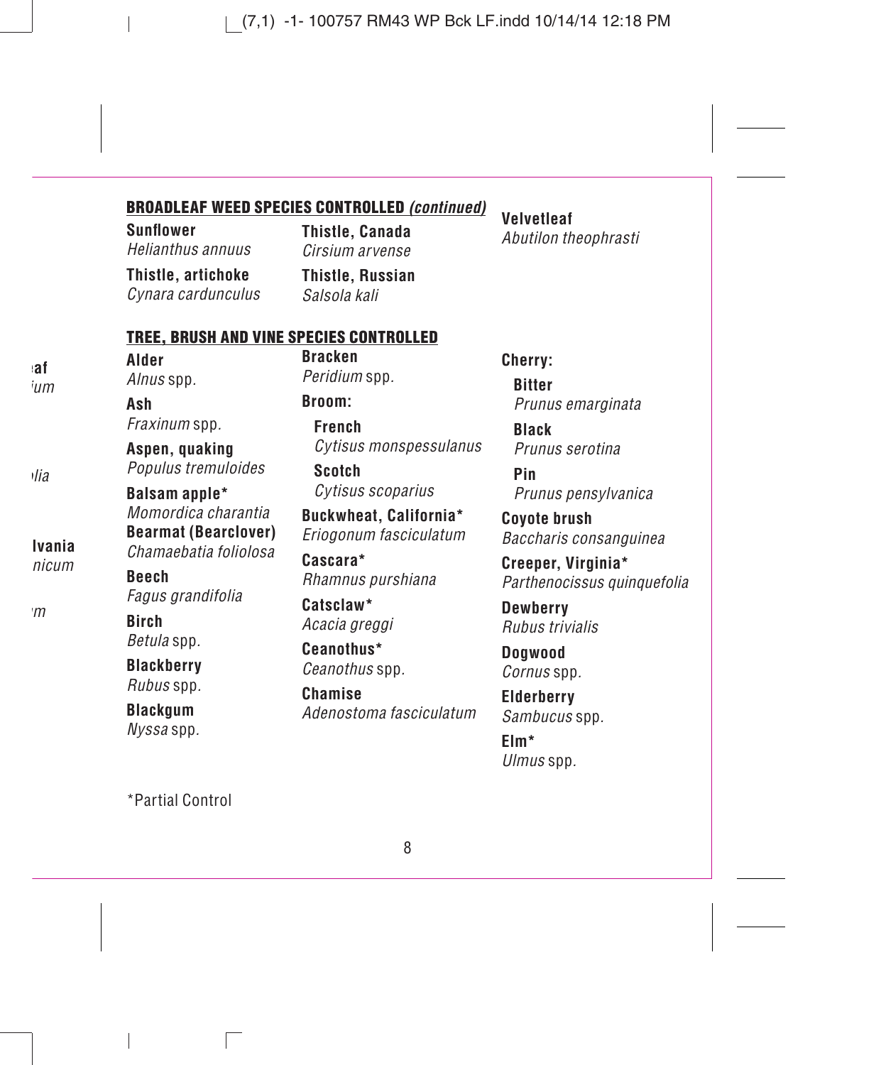## BROADLEAF WEED SPECIES CONTROLLED *(continued)*

**Sunflower**
*Helianthus annuus*

**Thistle, artichoke**
*Cynara cardunculus*

**Thistle, Canada**
*Cirsium arvense*

**Thistle, Russian**
*Salsola kali*

**Velvetleaf**
*Abutilon theophrasti*

## TREE, BRUSH AND VINE SPECIES CONTROLLED

**Alder**
*Alnus* spp.

**Ash**
*Fraxinum* spp.

**Aspen, quaking**
*Populus tremuloides*

**Balsam apple***
*Momordica charantia*

**Bearmat (Bearclover)**
*Chamaebatia foliolosa*

**Beech**
*Fagus grandifolia*

**Birch**
*Betula* spp.

**Blackberry**
*Rubus* spp.

**Blackgum**
*Nyssa* spp.

**Bracken**
*Peridium* spp.

**Broom:**

- **French**
  *Cytisus monspessulanus*
- **Scotch**
  *Cytisus scoparius*

**Buckwheat, California***
*Eriogonum fasciculatum*

**Cascara***
*Rhamnus purshiana*

**Catsclaw***
*Acacia greggi*

**Ceanothus***
*Ceanothus* spp.

**Chamise**
*Adenostoma fasciculatum*

**Cherry:**

- **Bitter**
  *Prunus emarginata*
- **Black**
  *Prunus serotina*
- **Pin**
  *Prunus pensylvanica*

**Coyote brush**
*Baccharis consanguinea*

**Creeper, Virginia***
*Parthenocissus quinquefolia*

**Dewberry**
*Rubus trivialis*

**Dogwood**
*Cornus* spp.

**Elderberry**
*Sambucus* spp.

**Elm***
*Ulmus* spp.

*Partial Control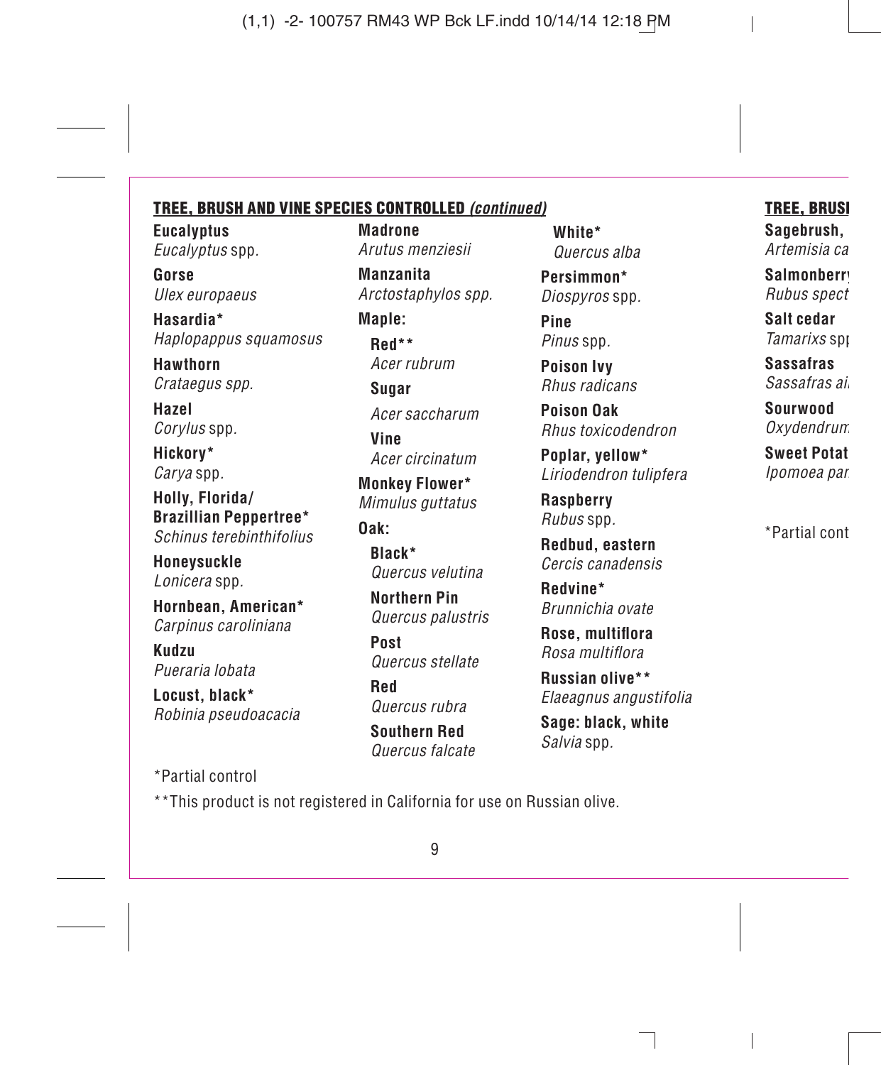## TREE, BRUSH AND VINE SPECIES CONTROLLED *(continued)*

**Eucalyptus**
*Eucalyptus* spp.

**Gorse**
*Ulex europaeus*

**Hasardia***
*Haplopappus squamosus*

**Hawthorn**
*Crataegus spp.*

**Hazel**
*Corylus* spp.

**Hickory***
*Carya* spp.

**Holly, Florida/ Brazillian Peppertree***
*Schinus terebinthifolius*

**Honeysuckle**
*Lonicera* spp.

**Hornbean, American***
*Carpinus caroliniana*

**Kudzu**
*Pueraria lobata*

**Locust, black***
*Robinia pseudoacacia*

**Madrone**
*Arutus menziesii*

**Manzanita**
*Arctostaphylos spp.*

**Maple:**

- **Red****
  *Acer rubrum*
- **Sugar**
  *Acer saccharum*
- **Vine**
  *Acer circinatum*

**Monkey Flower***
*Mimulus guttatus*

**Oak:**

- **Black***
  *Quercus velutina*
- **Northern Pin**
  *Quercus palustris*
- **Post**
  *Quercus stellate*
- **Red**
  *Quercus rubra*
- **Southern Red**
  *Quercus falcate*
- **White***
  *Quercus alba*

**Persimmon***
*Diospyros* spp.

**Pine**
*Pinus* spp.

**Poison Ivy**
*Rhus radicans*

**Poison Oak**
*Rhus toxicodendron*

**Poplar, yellow***
*Liriodendron tulipfera*

**Raspberry**
*Rubus* spp.

**Redbud, eastern**
*Cercis canadensis*

**Redvine***
*Brunnichia ovate*

**Rose, multiflora**
*Rosa multiflora*

**Russian olive****
*Elaeagnus angustifolia*

**Sage: black, white**
*Salvia* spp.

*Partial control

**This product is not registered in California for use on Russian olive.

**TREE, BRUSI**

**Sagebrush,**
*Artemisia ca*

**Salmonberr**
*Rubus spect*

**Salt cedar**
*Tamarixs sp*

**Sassafras**
*Sassafras ai*

**Sourwood**
*Oxydendrum*

**Sweet Potat**
*Ipomoea par*

*Partial cont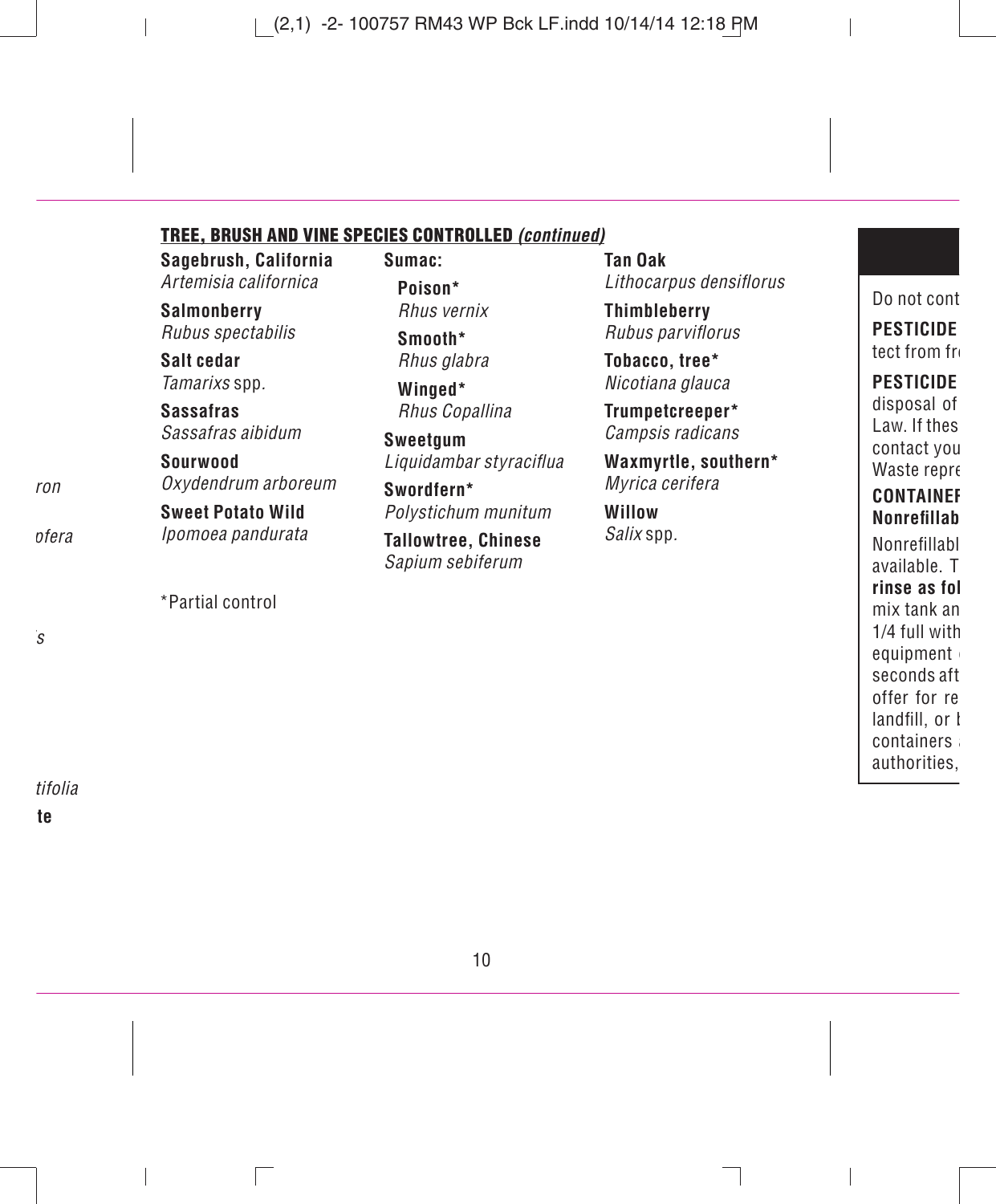## TREE, BRUSH AND VINE SPECIES CONTROLLED *(continued)*

**Sagebrush, California**
*Artemisia californica*

**Salmonberry**
*Rubus spectabilis*

**Salt cedar**
*Tamarixs* spp.

**Sassafras**
*Sassafras aibidum*

**Sourwood**
*Oxydendrum arboreum*

**Sweet Potato Wild**
*Ipomoea pandurata*

**Sumac:**

- **Poison***
  *Rhus vernix*
- **Smooth***
  *Rhus glabra*
- **Winged***
  *Rhus Copallina*

**Sweetgum**
*Liquidambar styraciflua*

**Swordfern***
*Polystichum munitum*

**Tallowtree, Chinese**
*Sapium sebiferum*

**Tan Oak**
*Lithocarpus densiflorus*

**Thimbleberry**
*Rubus parviflorus*

**Tobacco, tree***
*Nicotiana glauca*

**Trumpetcreeper***
*Campsis radicans*

**Waxmyrtle, southern***
*Myrica cerifera*

**Willow**
*Salix* spp.

*Partial control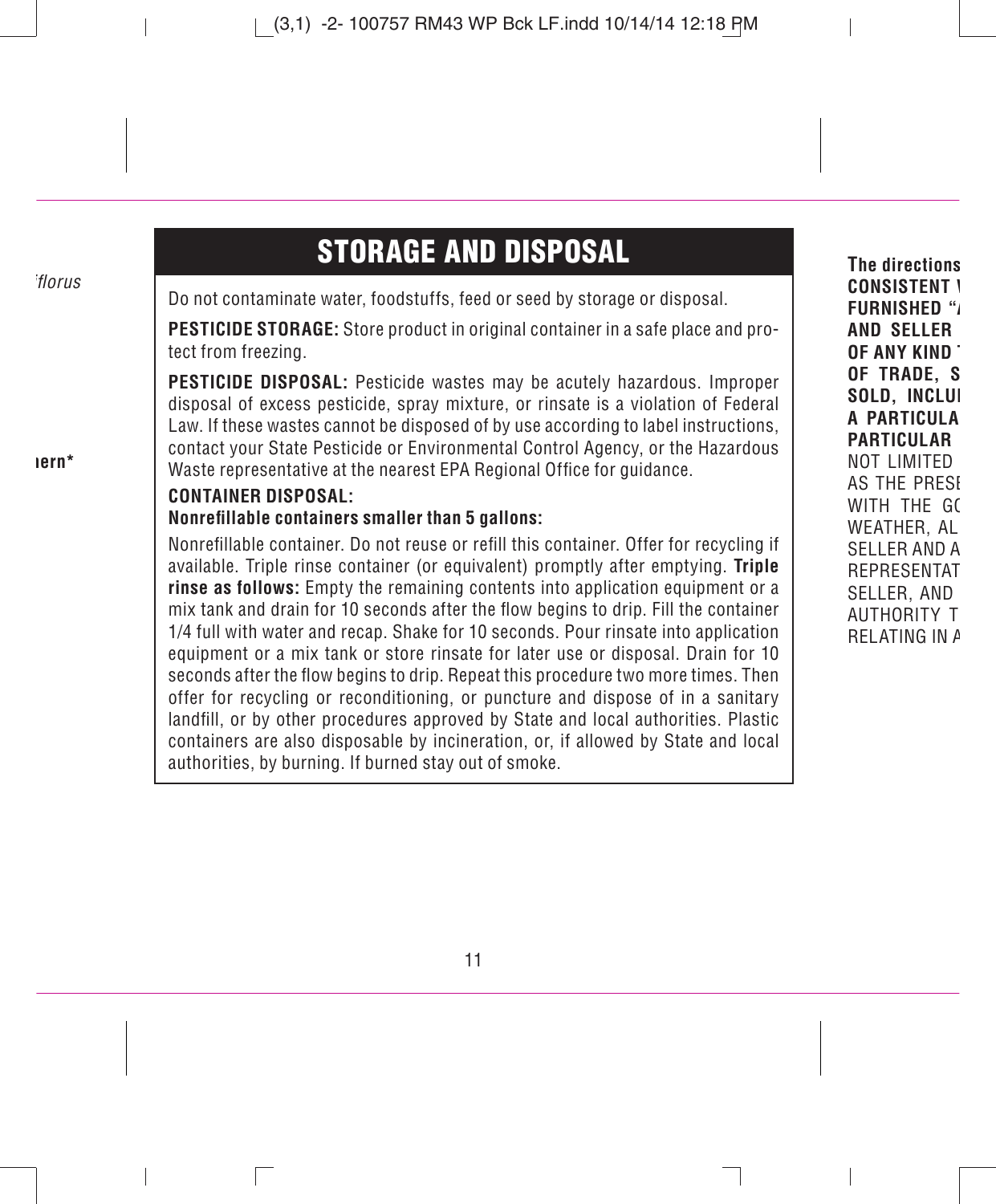# STORAGE AND DISPOSAL

Do not contaminate water, foodstuffs, feed or seed by storage or disposal.

**PESTICIDE STORAGE:** Store product in original container in a safe place and protect from freezing.

**PESTICIDE DISPOSAL:** Pesticide wastes may be acutely hazardous. Improper disposal of excess pesticide, spray mixture, or rinsate is a violation of Federal Law. If these wastes cannot be disposed of by use according to label instructions, contact your State Pesticide or Environmental Control Agency, or the Hazardous Waste representative at the nearest EPA Regional Office for guidance.

**CONTAINER DISPOSAL:**

**Nonrefillable containers smaller than 5 gallons:**

Nonrefillable container. Do not reuse or refill this container. Offer for recycling if available. Triple rinse container (or equivalent) promptly after emptying. **Triple rinse as follows:** Empty the remaining contents into application equipment or a mix tank and drain for 10 seconds after the flow begins to drip. Fill the container 1/4 full with water and recap. Shake for 10 seconds. Pour rinsate into application equipment or a mix tank or store rinsate for later use or disposal. Drain for 10 seconds after the flow begins to drip. Repeat this procedure two more times. Then offer for recycling or reconditioning, or puncture and dispose of in a sanitary landfill, or by other procedures approved by State and local authorities. Plastic containers are also disposable by incineration, or, if allowed by State and local authorities, by burning. If burned stay out of smoke.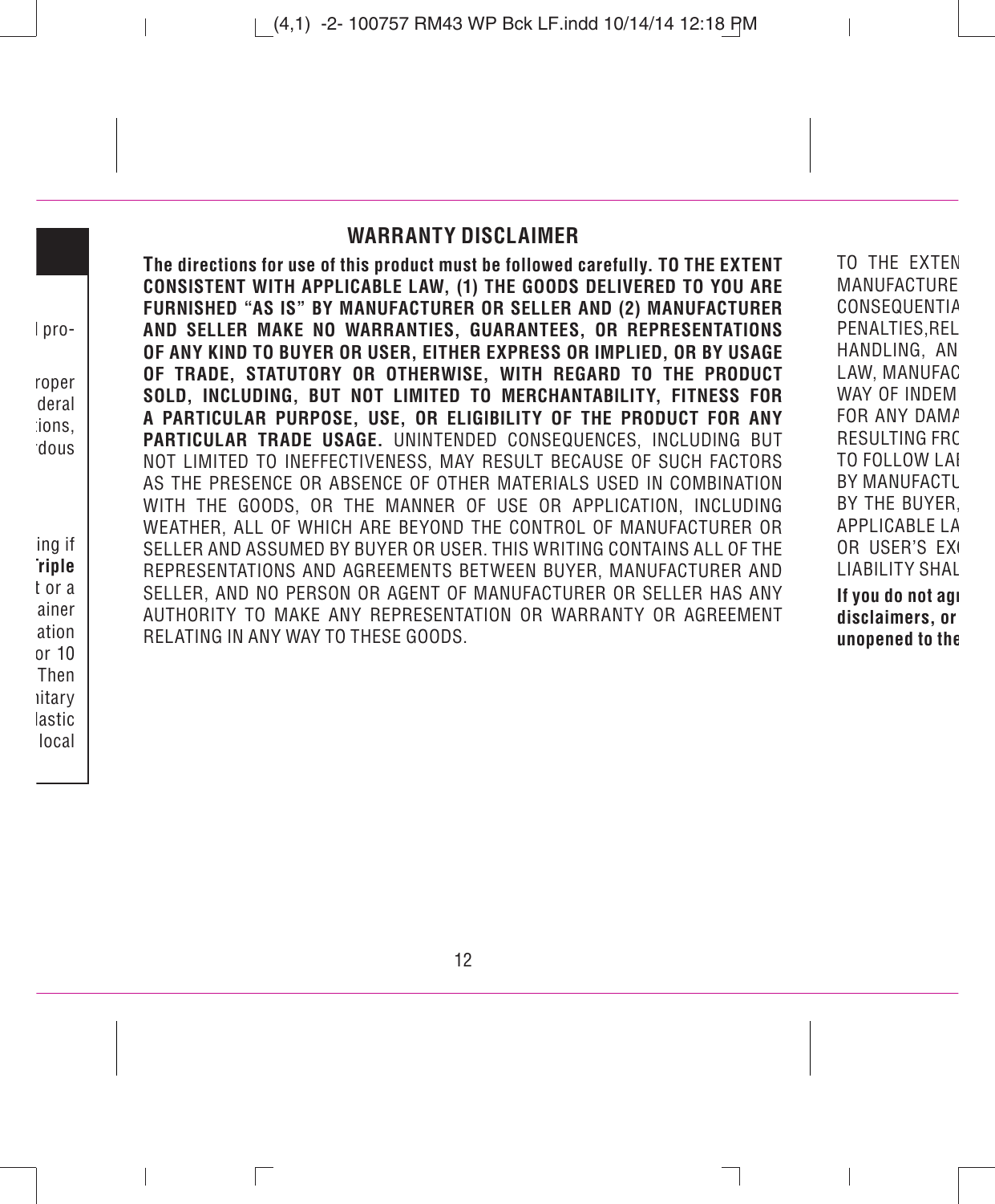## WARRANTY DISCLAIMER

**The directions for use of this product must be followed carefully. TO THE EXTENT CONSISTENT WITH APPLICABLE LAW, (1) THE GOODS DELIVERED TO YOU ARE FURNISHED "AS IS" BY MANUFACTURER OR SELLER AND (2) MANUFACTURER AND SELLER MAKE NO WARRANTIES, GUARANTEES, OR REPRESENTATIONS OF ANY KIND TO BUYER OR USER, EITHER EXPRESS OR IMPLIED, OR BY USAGE OF TRADE, STATUTORY OR OTHERWISE, WITH REGARD TO THE PRODUCT SOLD, INCLUDING, BUT NOT LIMITED TO MERCHANTABILITY, FITNESS FOR A PARTICULAR PURPOSE, USE, OR ELIGIBILITY OF THE PRODUCT FOR ANY PARTICULAR TRADE USAGE.** UNINTENDED CONSEQUENCES, INCLUDING BUT NOT LIMITED TO INEFFECTIVENESS, MAY RESULT BECAUSE OF SUCH FACTORS AS THE PRESENCE OR ABSENCE OF OTHER MATERIALS USED IN COMBINATION WITH THE GOODS, OR THE MANNER OF USE OR APPLICATION, INCLUDING WEATHER, ALL OF WHICH ARE BEYOND THE CONTROL OF MANUFACTURER OR SELLER AND ASSUMED BY BUYER OR USER. THIS WRITING CONTAINS ALL OF THE REPRESENTATIONS AND AGREEMENTS BETWEEN BUYER, MANUFACTURER AND SELLER, AND NO PERSON OR AGENT OF MANUFACTURER OR SELLER HAS ANY AUTHORITY TO MAKE ANY REPRESENTATION OR WARRANTY OR AGREEMENT RELATING IN ANY WAY TO THESE GOODS.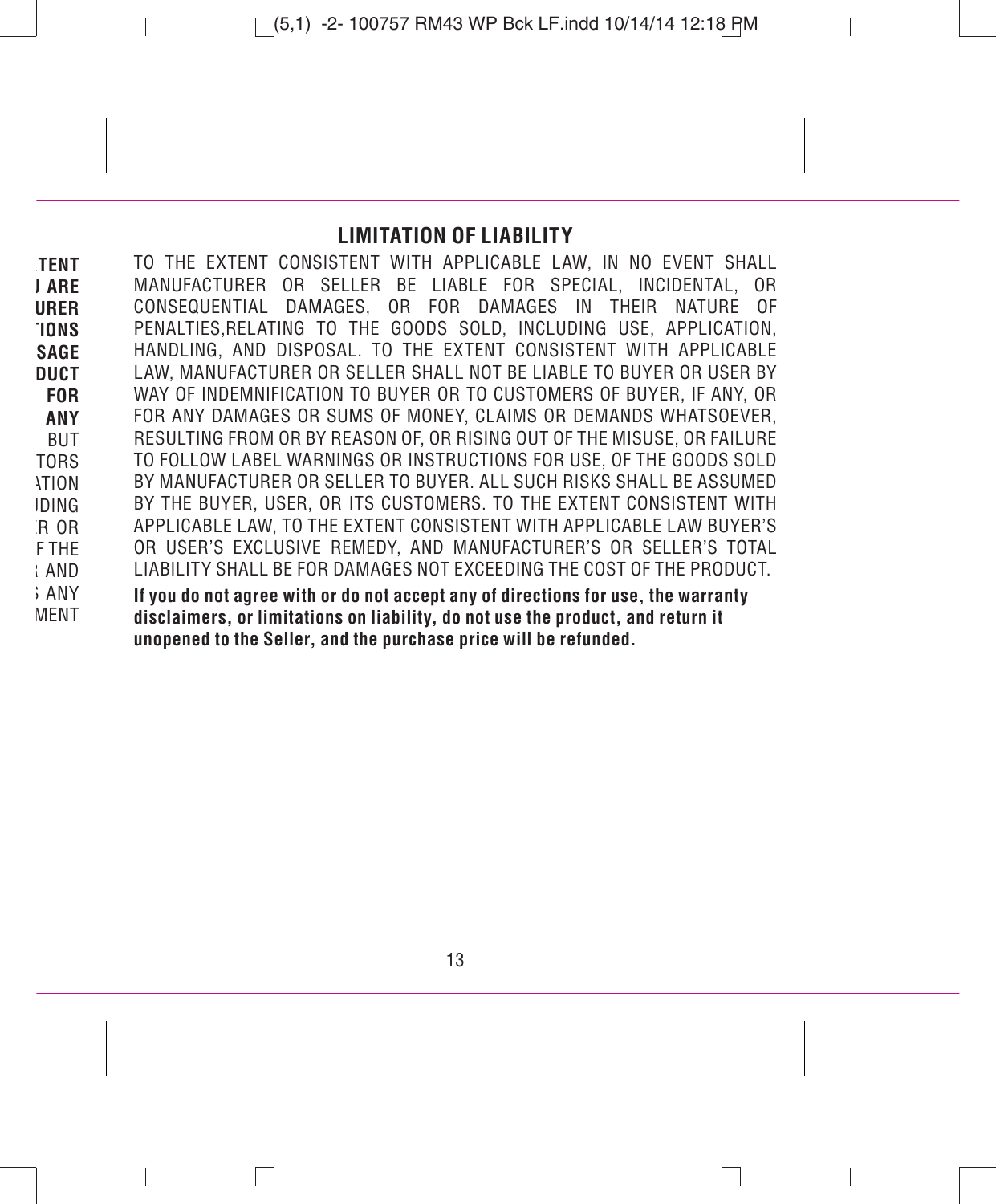## LIMITATION OF LIABILITY

TO THE EXTENT CONSISTENT WITH APPLICABLE LAW, IN NO EVENT SHALL MANUFACTURER OR SELLER BE LIABLE FOR SPECIAL, INCIDENTAL, OR CONSEQUENTIAL DAMAGES, OR FOR DAMAGES IN THEIR NATURE OF PENALTIES,RELATING TO THE GOODS SOLD, INCLUDING USE, APPLICATION, HANDLING, AND DISPOSAL. TO THE EXTENT CONSISTENT WITH APPLICABLE LAW, MANUFACTURER OR SELLER SHALL NOT BE LIABLE TO BUYER OR USER BY WAY OF INDEMNIFICATION TO BUYER OR TO CUSTOMERS OF BUYER, IF ANY, OR FOR ANY DAMAGES OR SUMS OF MONEY, CLAIMS OR DEMANDS WHATSOEVER, RESULTING FROM OR BY REASON OF, OR RISING OUT OF THE MISUSE, OR FAILURE TO FOLLOW LABEL WARNINGS OR INSTRUCTIONS FOR USE, OF THE GOODS SOLD BY MANUFACTURER OR SELLER TO BUYER. ALL SUCH RISKS SHALL BE ASSUMED BY THE BUYER, USER, OR ITS CUSTOMERS. TO THE EXTENT CONSISTENT WITH APPLICABLE LAW, TO THE EXTENT CONSISTENT WITH APPLICABLE LAW BUYER'S OR USER'S EXCLUSIVE REMEDY, AND MANUFACTURER'S OR SELLER'S TOTAL LIABILITY SHALL BE FOR DAMAGES NOT EXCEEDING THE COST OF THE PRODUCT.

**If you do not agree with or do not accept any of directions for use, the warranty disclaimers, or limitations on liability, do not use the product, and return it unopened to the Seller, and the purchase price will be refunded.**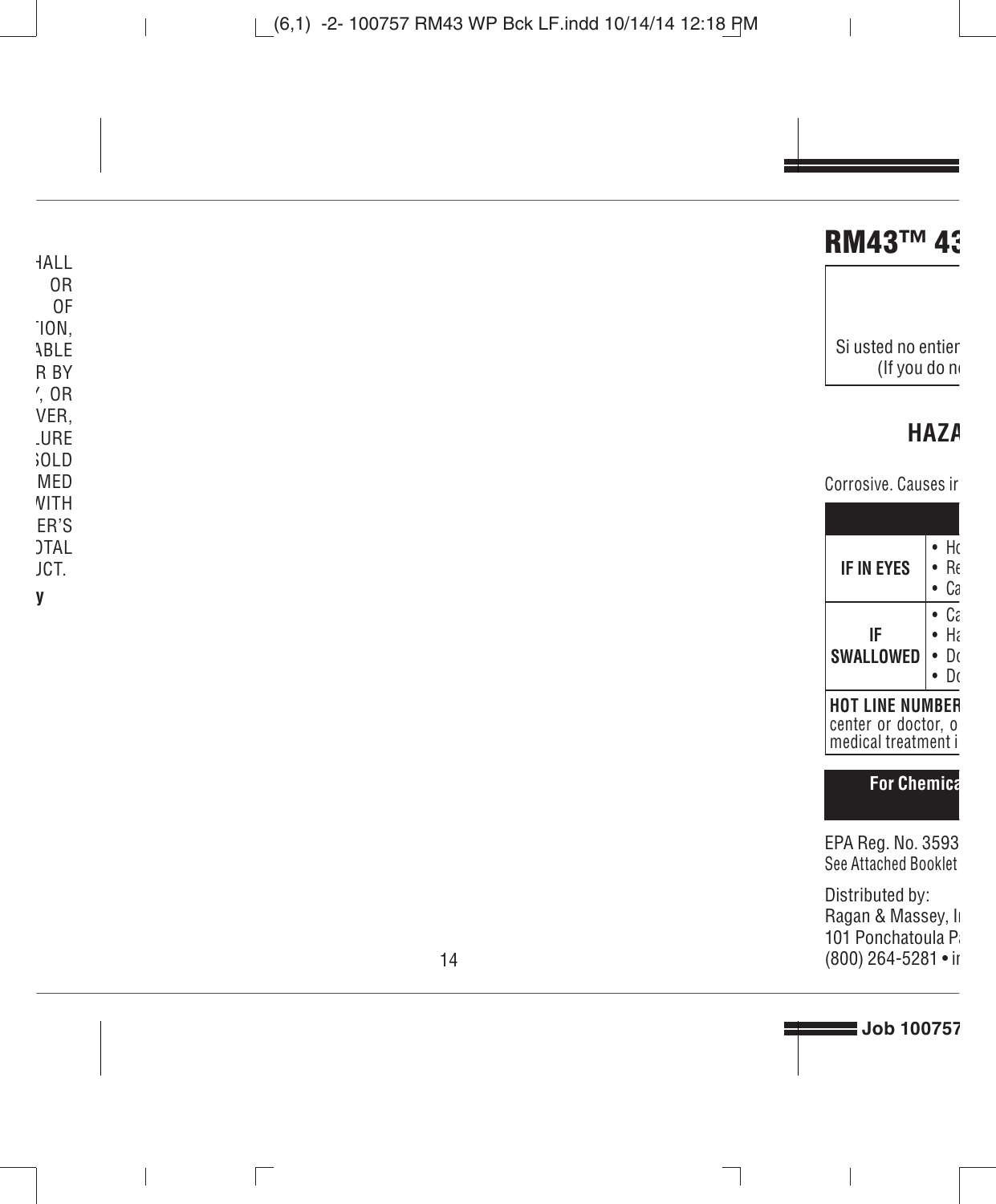HALL
OR
OF
ION,
ABLE
R BY
, OR
VER,
LURE
SOLD
MED
WITH
ER'S
OTAL
JCT.

**y**

# RM43™ 43

Si usted no entien
(If you do no

## HAZA

Corrosive. Causes ir

| | |
|---|---|
| **IF IN EYES** | • Ho<br>• Re<br>• Ca |
| **IF SWALLOWED** | • Ca<br>• Ha<br>• Do<br>• Do |

**HOT LINE NUMBER** center or doctor, o medical treatment i

**For Chemica**

EPA Reg. No. 3593
See Attached Booklet

Distributed by:
Ragan & Massey, In
101 Ponchatoula Pa
(800) 264-5281 • in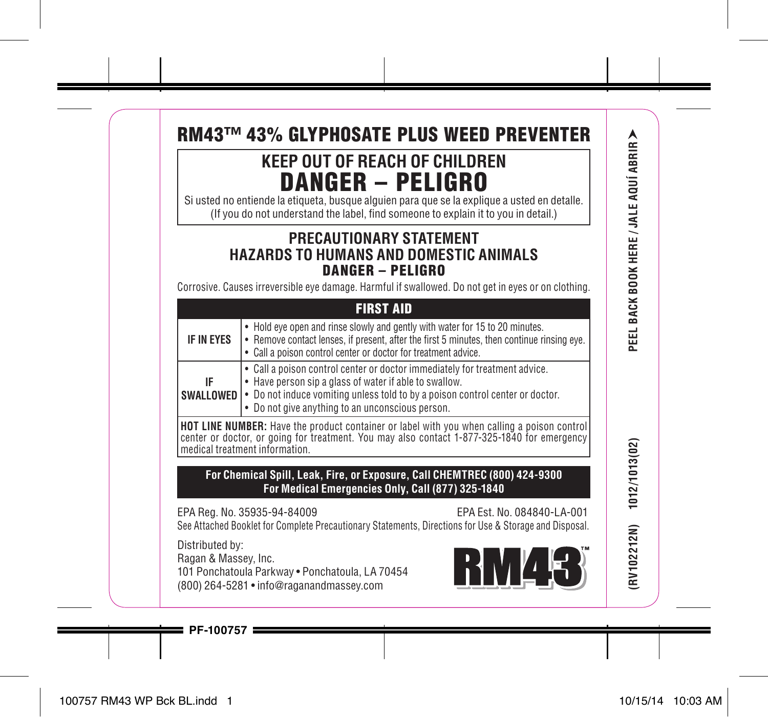# RM43™ 43% GLYPHOSATE PLUS WEED PREVENTER

## KEEP OUT OF REACH OF CHILDREN

## DANGER – PELIGRO

Si usted no entiende la etiqueta, busque alguien para que se la explique a usted en detalle.
(If you do not understand the label, find someone to explain it to you in detail.)

## PRECAUTIONARY STATEMENT
## HAZARDS TO HUMANS AND DOMESTIC ANIMALS
### DANGER – PELIGRO

Corrosive. Causes irreversible eye damage. Harmful if swallowed. Do not get in eyes or on clothing.

| FIRST AID | |
|---|---|
| **IF IN EYES** | • Hold eye open and rinse slowly and gently with water for 15 to 20 minutes.<br>• Remove contact lenses, if present, after the first 5 minutes, then continue rinsing eye.<br>• Call a poison control center or doctor for treatment advice. |
| **IF SWALLOWED** | • Call a poison control center or doctor immediately for treatment advice.<br>• Have person sip a glass of water if able to swallow.<br>• Do not induce vomiting unless told to by a poison control center or doctor.<br>• Do not give anything to an unconscious person. |

**HOT LINE NUMBER:** Have the product container or label with you when calling a poison control center or doctor, or going for treatment. You may also contact 1-877-325-1840 for emergency medical treatment information.

**For Chemical Spill, Leak, Fire, or Exposure, Call CHEMTREC (800) 424-9300**
**For Medical Emergencies Only, Call (877) 325-1840**

EPA Reg. No. 35935-94-84009

EPA Est. No. 084840-LA-001

See Attached Booklet for Complete Precautionary Statements, Directions for Use & Storage and Disposal.

Distributed by:
Ragan & Massey, Inc.
101 Ponchatoula Parkway • Ponchatoula, LA 70454
(800) 264-5281 • info@raganandmassey.com

RM43™

PEEL BACK BOOK HERE / JALE AQUÍ ABRIR

(RV102212N) 1012/1013(02)

PF-100757